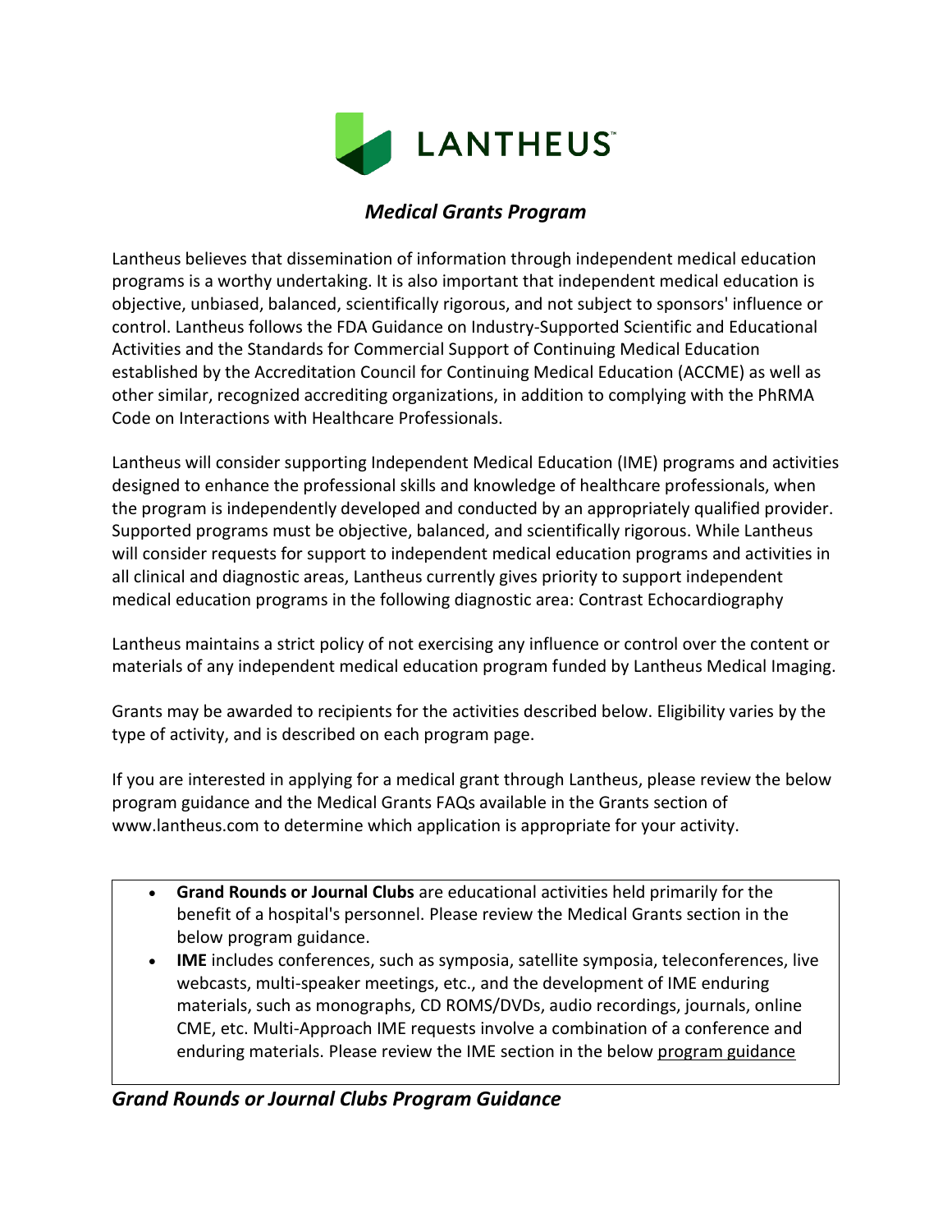LANTHEUS™

# *Medical Grants Program*

Lantheus believes that dissemination of information through independent medical education programs is a worthy undertaking. It is also important that independent medical education is objective, unbiased, balanced, scientifically rigorous, and not subject to sponsors' influence or control. Lantheus follows the FDA Guidance on Industry-Supported Scientific and Educational Activities and the Standards for Commercial Support of Continuing Medical Education established by the Accreditation Council for Continuing Medical Education (ACCME) as well as other similar, recognized accrediting organizations, in addition to complying with the PhRMA Code on Interactions with Healthcare Professionals.

Lantheus will consider supporting Independent Medical Education (IME) programs and activities designed to enhance the professional skills and knowledge of healthcare professionals, when the program is independently developed and conducted by an appropriately qualified provider. Supported programs must be objective, balanced, and scientifically rigorous. While Lantheus will consider requests for support to independent medical education programs and activities in all clinical and diagnostic areas, Lantheus currently gives priority to support independent medical education programs in the following diagnostic area: Contrast Echocardiography

Lantheus maintains a strict policy of not exercising any influence or control over the content or materials of any independent medical education program funded by Lantheus Medical Imaging.

Grants may be awarded to recipients for the activities described below. Eligibility varies by the type of activity, and is described on each program page.

If you are interested in applying for a medical grant through Lantheus, please review the below program guidance and the Medical Grants FAQs available in the Grants section of www.lantheus.com to determine which application is appropriate for your activity.

- **Grand Rounds or Journal Clubs** are educational activities held primarily for the benefit of a hospital's personnel. Please review the Medical Grants section in the below program guidance.
- **IME** includes conferences, such as symposia, satellite symposia, teleconferences, live webcasts, multi-speaker meetings, etc., and the development of IME enduring materials, such as monographs, CD ROMS/DVDs, audio recordings, journals, online CME, etc. Multi-Approach IME requests involve a combination of a conference and enduring materials. Please review the IME section in the below program guidance

## *Grand Rounds or Journal Clubs Program Guidance*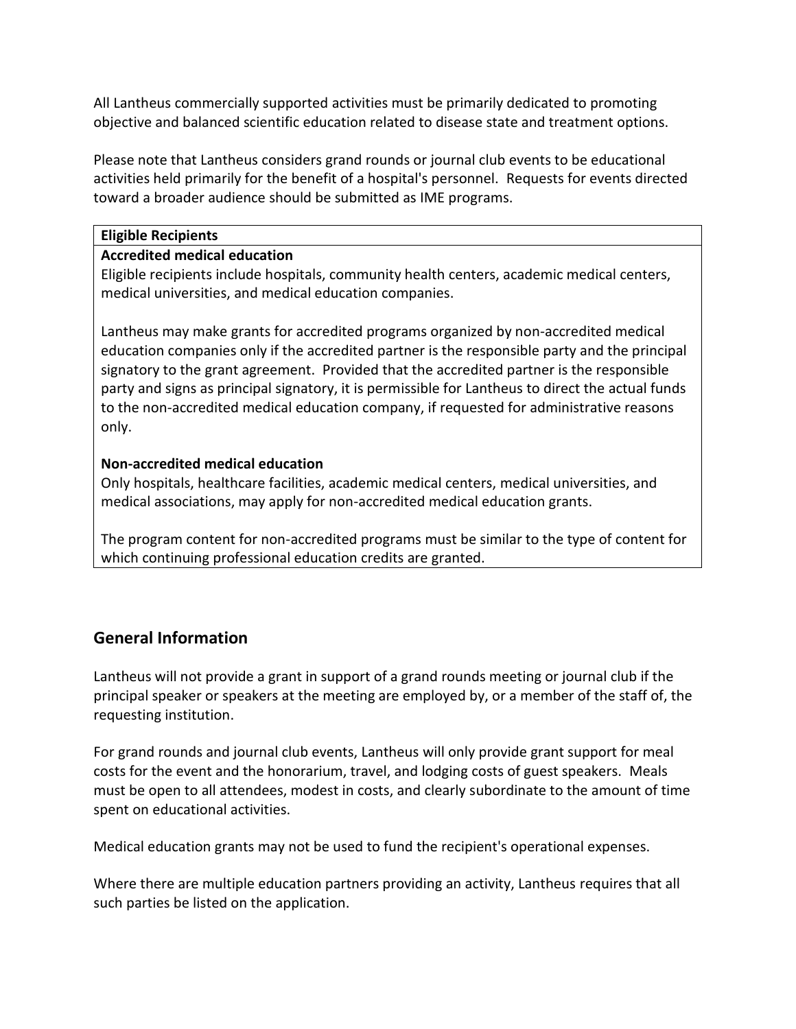All Lantheus commercially supported activities must be primarily dedicated to promoting objective and balanced scientific education related to disease state and treatment options.

Please note that Lantheus considers grand rounds or journal club events to be educational activities held primarily for the benefit of a hospital's personnel. Requests for events directed toward a broader audience should be submitted as IME programs.

| **Eligible Recipients** |
|---|
| **Accredited medical education**<br>Eligible recipients include hospitals, community health centers, academic medical centers, medical universities, and medical education companies.<br><br>Lantheus may make grants for accredited programs organized by non-accredited medical education companies only if the accredited partner is the responsible party and the principal signatory to the grant agreement. Provided that the accredited partner is the responsible party and signs as principal signatory, it is permissible for Lantheus to direct the actual funds to the non-accredited medical education company, if requested for administrative reasons only.<br><br>**Non-accredited medical education**<br>Only hospitals, healthcare facilities, academic medical centers, medical universities, and medical associations, may apply for non-accredited medical education grants.<br><br>The program content for non-accredited programs must be similar to the type of content for which continuing professional education credits are granted. |

## General Information

Lantheus will not provide a grant in support of a grand rounds meeting or journal club if the principal speaker or speakers at the meeting are employed by, or a member of the staff of, the requesting institution.

For grand rounds and journal club events, Lantheus will only provide grant support for meal costs for the event and the honorarium, travel, and lodging costs of guest speakers. Meals must be open to all attendees, modest in costs, and clearly subordinate to the amount of time spent on educational activities.

Medical education grants may not be used to fund the recipient's operational expenses.

Where there are multiple education partners providing an activity, Lantheus requires that all such parties be listed on the application.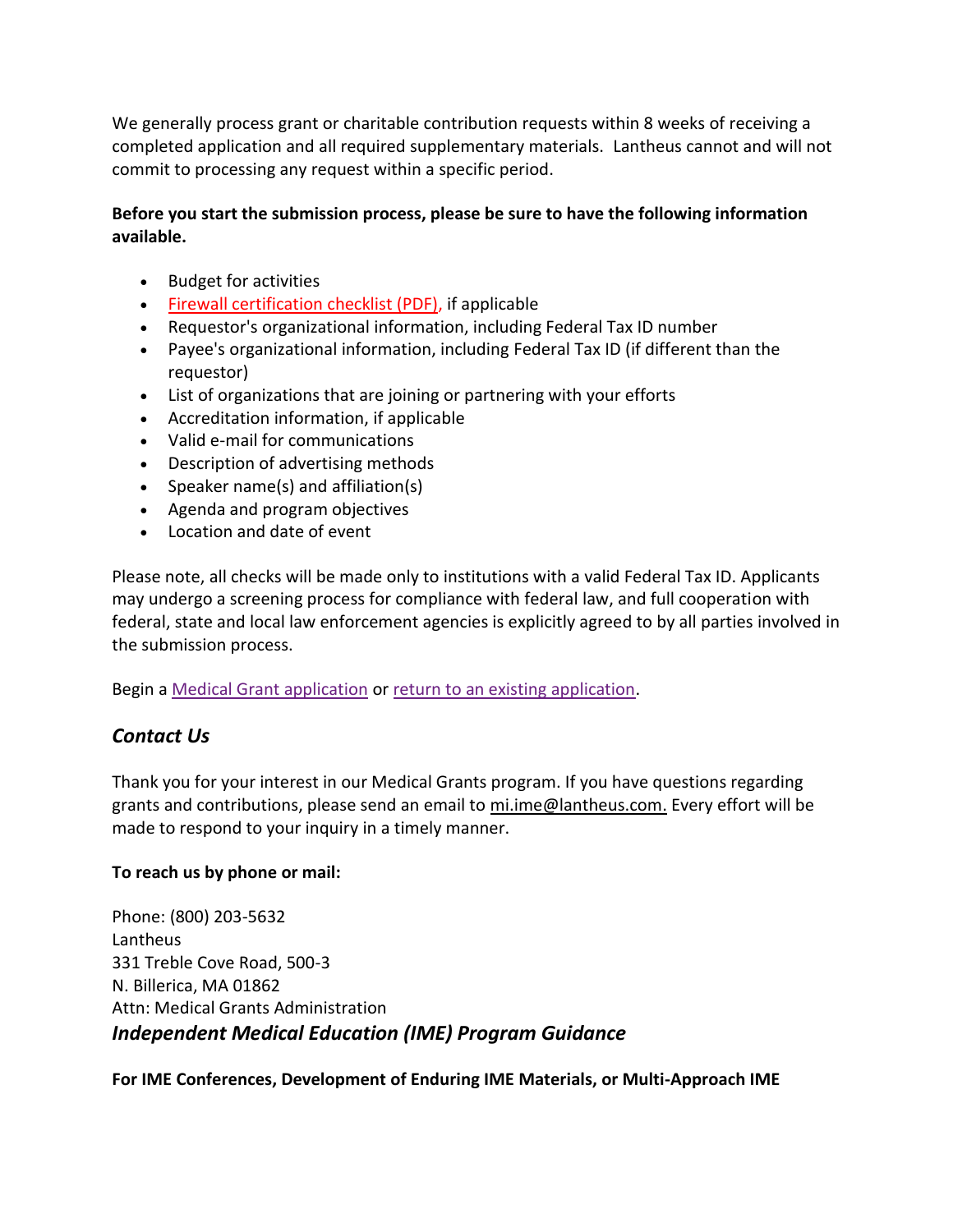We generally process grant or charitable contribution requests within 8 weeks of receiving a completed application and all required supplementary materials. Lantheus cannot and will not commit to processing any request within a specific period.

**Before you start the submission process, please be sure to have the following information available.**

- Budget for activities
- Firewall certification checklist (PDF), if applicable
- Requestor's organizational information, including Federal Tax ID number
- Payee's organizational information, including Federal Tax ID (if different than the requestor)
- List of organizations that are joining or partnering with your efforts
- Accreditation information, if applicable
- Valid e-mail for communications
- Description of advertising methods
- Speaker name(s) and affiliation(s)
- Agenda and program objectives
- Location and date of event

Please note, all checks will be made only to institutions with a valid Federal Tax ID. Applicants may undergo a screening process for compliance with federal law, and full cooperation with federal, state and local law enforcement agencies is explicitly agreed to by all parties involved in the submission process.

Begin a Medical Grant application or return to an existing application.

## *Contact Us*

Thank you for your interest in our Medical Grants program. If you have questions regarding grants and contributions, please send an email to mi.ime@lantheus.com. Every effort will be made to respond to your inquiry in a timely manner.

**To reach us by phone or mail:**

Phone: (800) 203-5632
Lantheus
331 Treble Cove Road, 500-3
N. Billerica, MA 01862
Attn: Medical Grants Administration

## *Independent Medical Education (IME) Program Guidance*

**For IME Conferences, Development of Enduring IME Materials, or Multi-Approach IME**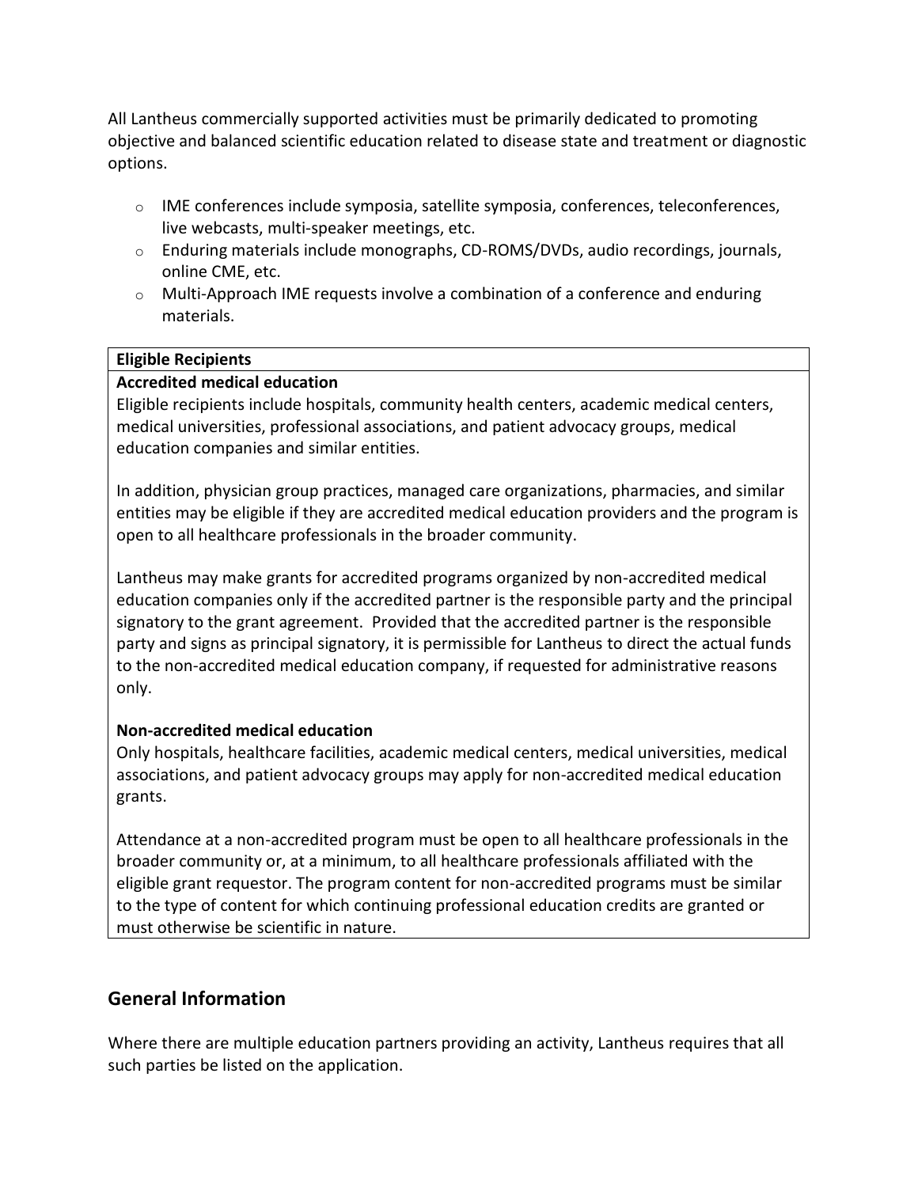All Lantheus commercially supported activities must be primarily dedicated to promoting objective and balanced scientific education related to disease state and treatment or diagnostic options.

- IME conferences include symposia, satellite symposia, conferences, teleconferences, live webcasts, multi-speaker meetings, etc.
- Enduring materials include monographs, CD-ROMS/DVDs, audio recordings, journals, online CME, etc.
- Multi-Approach IME requests involve a combination of a conference and enduring materials.

| **Eligible Recipients** |
| --- |
| **Accredited medical education**<br>Eligible recipients include hospitals, community health centers, academic medical centers, medical universities, professional associations, and patient advocacy groups, medical education companies and similar entities.<br><br>In addition, physician group practices, managed care organizations, pharmacies, and similar entities may be eligible if they are accredited medical education providers and the program is open to all healthcare professionals in the broader community.<br><br>Lantheus may make grants for accredited programs organized by non-accredited medical education companies only if the accredited partner is the responsible party and the principal signatory to the grant agreement. Provided that the accredited partner is the responsible party and signs as principal signatory, it is permissible for Lantheus to direct the actual funds to the non-accredited medical education company, if requested for administrative reasons only.<br><br>**Non-accredited medical education**<br>Only hospitals, healthcare facilities, academic medical centers, medical universities, medical associations, and patient advocacy groups may apply for non-accredited medical education grants.<br><br>Attendance at a non-accredited program must be open to all healthcare professionals in the broader community or, at a minimum, to all healthcare professionals affiliated with the eligible grant requestor. The program content for non-accredited programs must be similar to the type of content for which continuing professional education credits are granted or must otherwise be scientific in nature. |

## General Information

Where there are multiple education partners providing an activity, Lantheus requires that all such parties be listed on the application.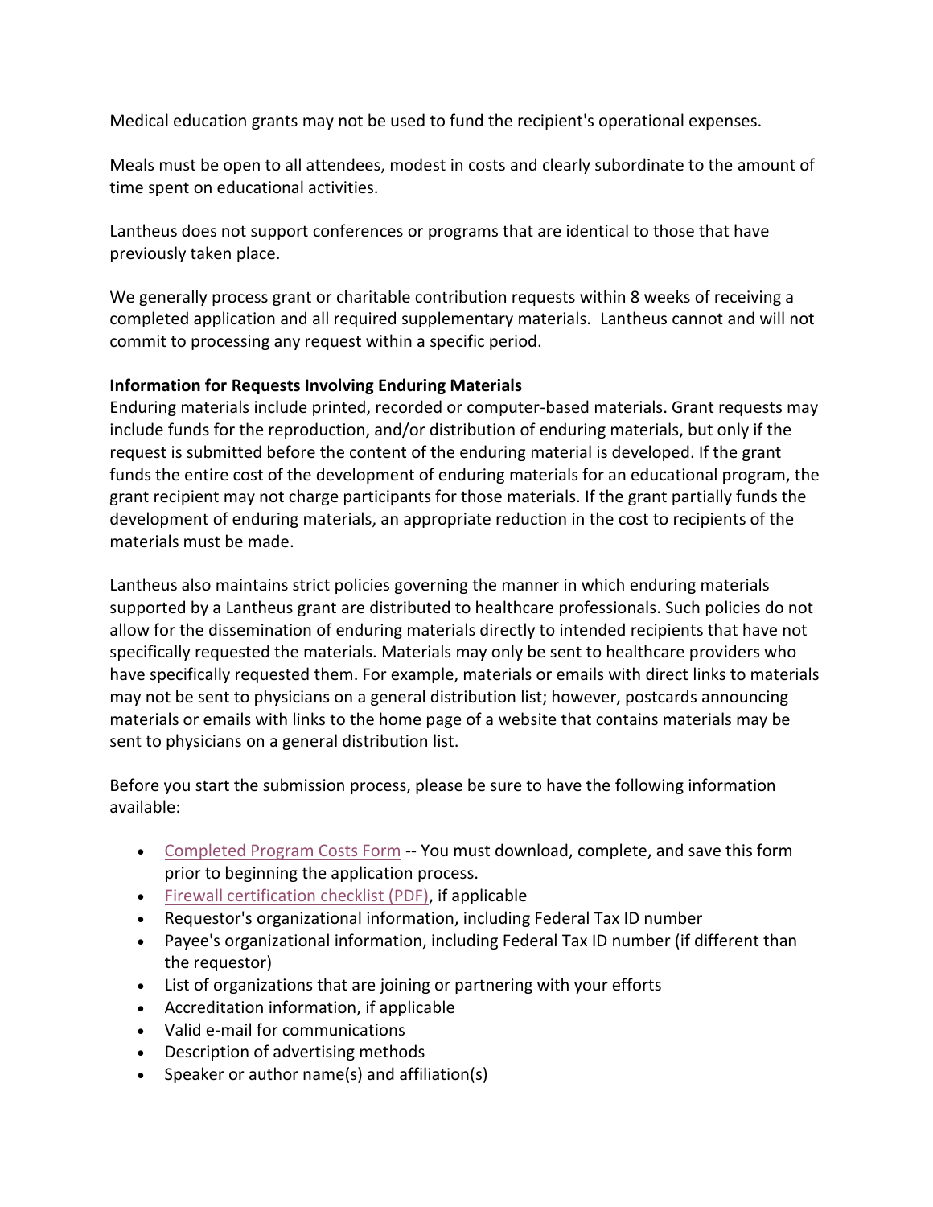Medical education grants may not be used to fund the recipient's operational expenses.

Meals must be open to all attendees, modest in costs and clearly subordinate to the amount of time spent on educational activities.

Lantheus does not support conferences or programs that are identical to those that have previously taken place.

We generally process grant or charitable contribution requests within 8 weeks of receiving a completed application and all required supplementary materials. Lantheus cannot and will not commit to processing any request within a specific period.

**Information for Requests Involving Enduring Materials**

Enduring materials include printed, recorded or computer-based materials. Grant requests may include funds for the reproduction, and/or distribution of enduring materials, but only if the request is submitted before the content of the enduring material is developed. If the grant funds the entire cost of the development of enduring materials for an educational program, the grant recipient may not charge participants for those materials. If the grant partially funds the development of enduring materials, an appropriate reduction in the cost to recipients of the materials must be made.

Lantheus also maintains strict policies governing the manner in which enduring materials supported by a Lantheus grant are distributed to healthcare professionals. Such policies do not allow for the dissemination of enduring materials directly to intended recipients that have not specifically requested the materials. Materials may only be sent to healthcare providers who have specifically requested them. For example, materials or emails with direct links to materials may not be sent to physicians on a general distribution list; however, postcards announcing materials or emails with links to the home page of a website that contains materials may be sent to physicians on a general distribution list.

Before you start the submission process, please be sure to have the following information available:

- Completed Program Costs Form -- You must download, complete, and save this form prior to beginning the application process.
- Firewall certification checklist (PDF), if applicable
- Requestor's organizational information, including Federal Tax ID number
- Payee's organizational information, including Federal Tax ID number (if different than the requestor)
- List of organizations that are joining or partnering with your efforts
- Accreditation information, if applicable
- Valid e-mail for communications
- Description of advertising methods
- Speaker or author name(s) and affiliation(s)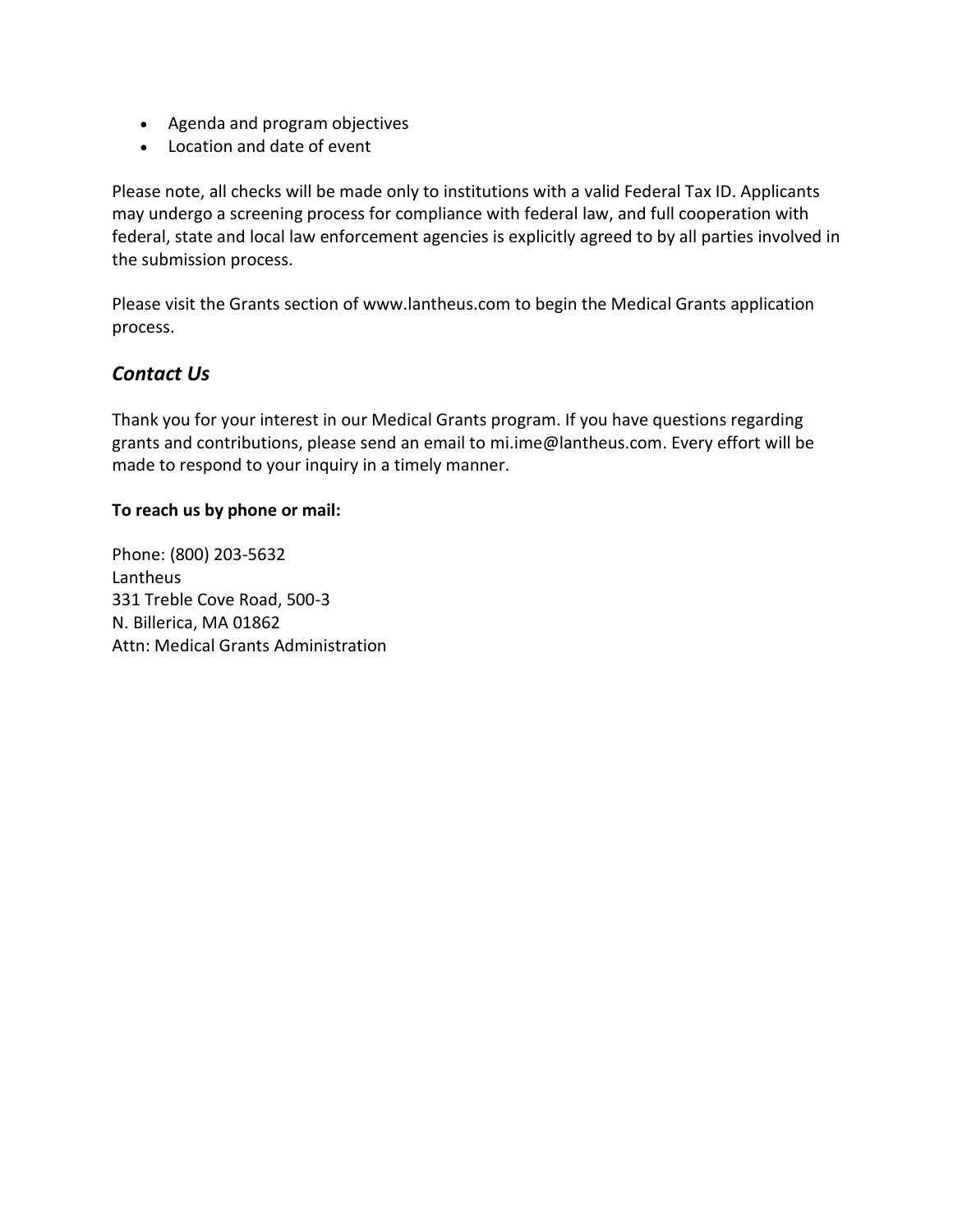- Agenda and program objectives
- Location and date of event

Please note, all checks will be made only to institutions with a valid Federal Tax ID. Applicants may undergo a screening process for compliance with federal law, and full cooperation with federal, state and local law enforcement agencies is explicitly agreed to by all parties involved in the submission process.

Please visit the Grants section of www.lantheus.com to begin the Medical Grants application process.

## *Contact Us*

Thank you for your interest in our Medical Grants program. If you have questions regarding grants and contributions, please send an email to mi.ime@lantheus.com. Every effort will be made to respond to your inquiry in a timely manner.

**To reach us by phone or mail:**

Phone: (800) 203-5632
Lantheus
331 Treble Cove Road, 500-3
N. Billerica, MA 01862
Attn: Medical Grants Administration